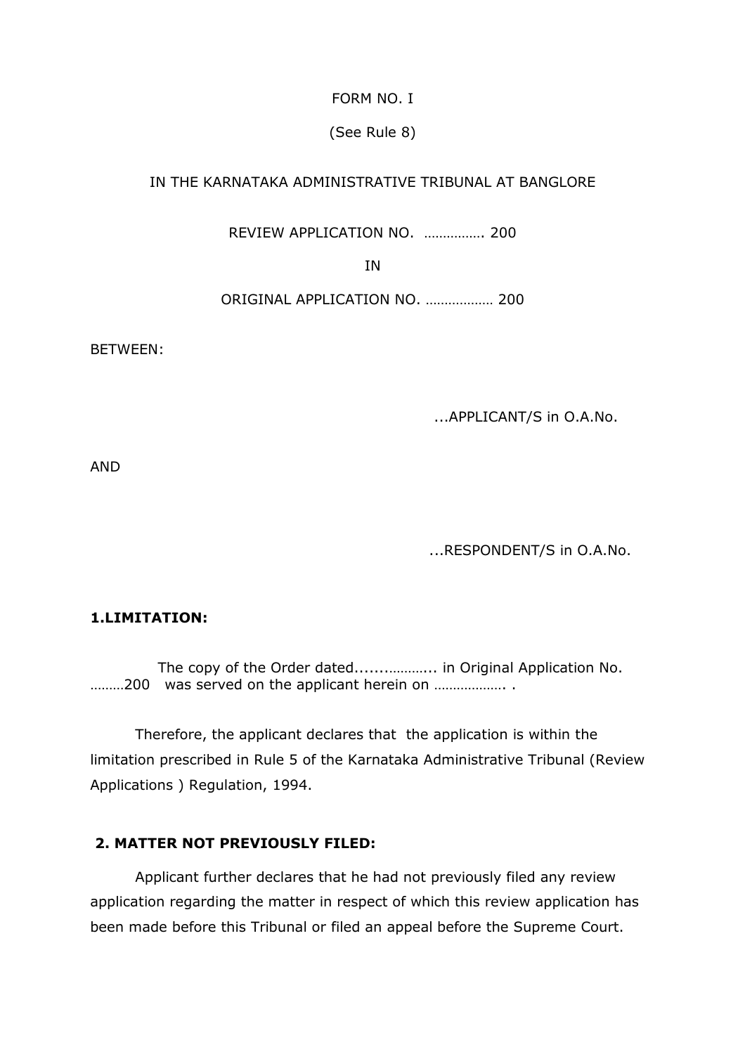FORM NO. I

(See Rule 8)

IN THE KARNATAKA ADMINISTRATIVE TRIBUNAL AT BANGLORE

REVIEW APPLICATION NO. ……………. 200

IN

ORIGINAL APPLICATION NO. ……………… 200

BETWEEN:

...APPLICANT/S in O.A.No.

AND

...RESPONDENT/S in O.A.No.

**1.LIMITATION:**

The copy of the Order dated......……….. in Original Application No. ………200 was served on the applicant herein on ………………. .

Therefore, the applicant declares that the application is within the limitation prescribed in Rule 5 of the Karnataka Administrative Tribunal (Review Applications ) Regulation, 1994.

**2. MATTER NOT PREVIOUSLY FILED:**

Applicant further declares that he had not previously filed any review application regarding the matter in respect of which this review application has been made before this Tribunal or filed an appeal before the Supreme Court.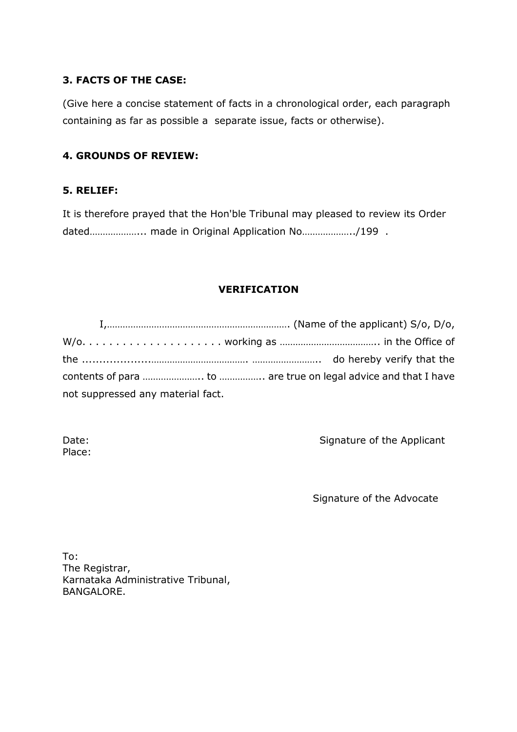**3. FACTS OF THE CASE:**

(Give here a concise statement of facts in a chronological order, each paragraph containing as far as possible a separate issue, facts or otherwise).

**4. GROUNDS OF REVIEW:**

**5. RELIEF:**

It is therefore prayed that the Hon'ble Tribunal may pleased to review its Order dated……………….. made in Original Application No………………../199 .

**VERIFICATION**

I,……………………………………………………………. (Name of the applicant) S/o, D/o, W/o. . . . . . . . . . . . . . . . . . . . . working as ……………………………….. in the Office of the ......................………………………………. …………………….. do hereby verify that the contents of para ………………….. to ……………. are true on legal advice and that I have not suppressed any material fact.

Date:
Place:

Signature of the Applicant

Signature of the Advocate

To:
The Registrar,
Karnataka Administrative Tribunal,
BANGALORE.